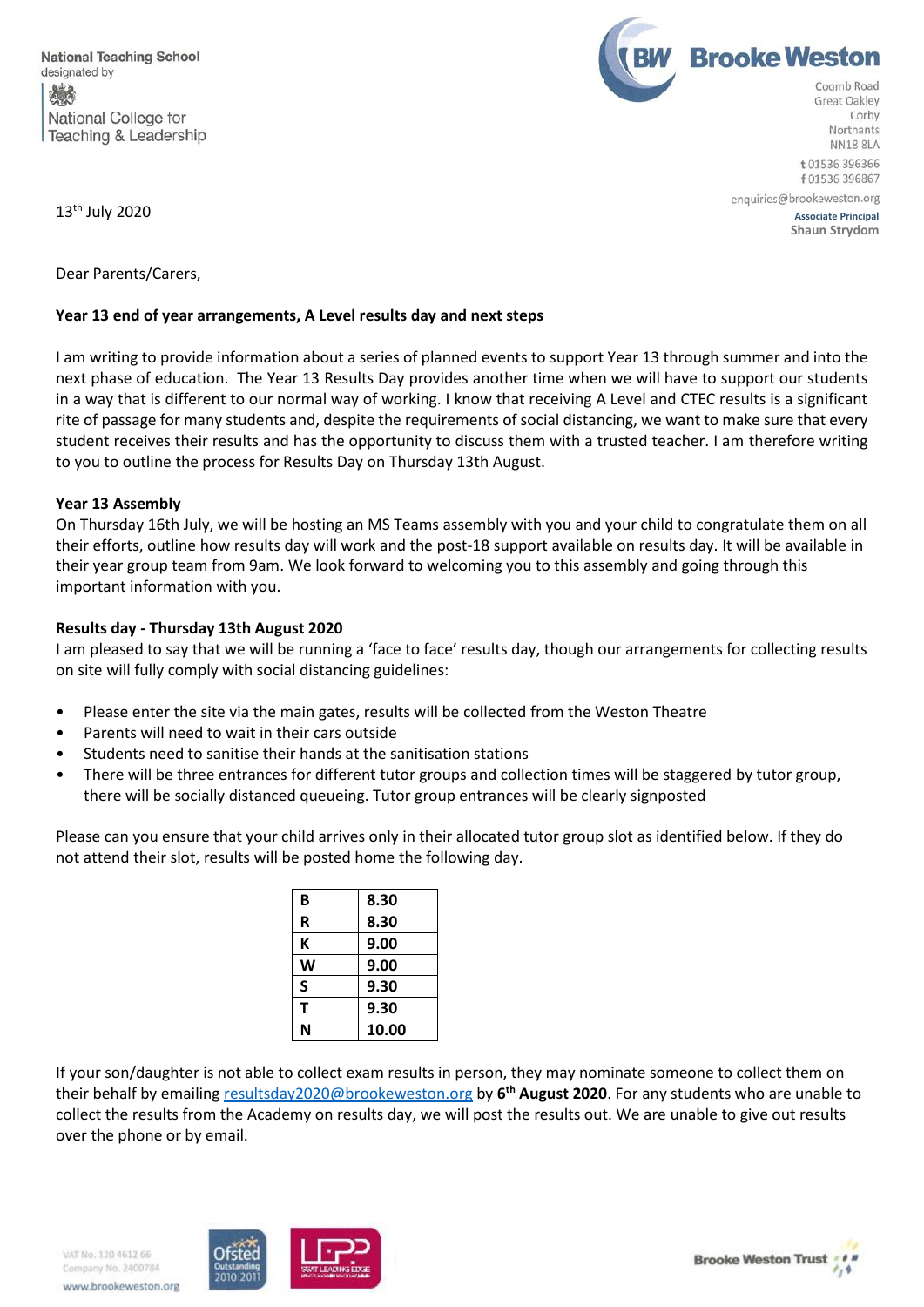National Teaching School
designated by

National College for
Teaching & Leadership

**Brooke Weston**

Coomb Road
Great Oakley
Corby
Northants
NN18 8LA

t 01536 396366
f 01536 396867

enquiries@brookeweston.org

**Associate Principal**
**Shaun Strydom**

13th July 2020

Dear Parents/Carers,

**Year 13 end of year arrangements, A Level results day and next steps**

I am writing to provide information about a series of planned events to support Year 13 through summer and into the next phase of education. The Year 13 Results Day provides another time when we will have to support our students in a way that is different to our normal way of working. I know that receiving A Level and CTEC results is a significant rite of passage for many students and, despite the requirements of social distancing, we want to make sure that every student receives their results and has the opportunity to discuss them with a trusted teacher. I am therefore writing to you to outline the process for Results Day on Thursday 13th August.

**Year 13 Assembly**

On Thursday 16th July, we will be hosting an MS Teams assembly with you and your child to congratulate them on all their efforts, outline how results day will work and the post-18 support available on results day. It will be available in their year group team from 9am. We look forward to welcoming you to this assembly and going through this important information with you.

**Results day - Thursday 13th August 2020**

I am pleased to say that we will be running a 'face to face' results day, though our arrangements for collecting results on site will fully comply with social distancing guidelines:

- Please enter the site via the main gates, results will be collected from the Weston Theatre
- Parents will need to wait in their cars outside
- Students need to sanitise their hands at the sanitisation stations
- There will be three entrances for different tutor groups and collection times will be staggered by tutor group, there will be socially distanced queueing. Tutor group entrances will be clearly signposted

Please can you ensure that your child arrives only in their allocated tutor group slot as identified below. If they do not attend their slot, results will be posted home the following day.

| **B** | **8.30** |
|---|---|
| **R** | **8.30** |
| **K** | **9.00** |
| **W** | **9.00** |
| **S** | **9.30** |
| **T** | **9.30** |
| **N** | **10.00** |

If your son/daughter is not able to collect exam results in person, they may nominate someone to collect them on their behalf by emailing resultsday2020@brookeweston.org by **6th August 2020**. For any students who are unable to collect the results from the Academy on results day, we will post the results out. We are unable to give out results over the phone or by email.

VAT No. 120 4612 66
Company No. 2400784
www.brookeweston.org

Brooke Weston Trust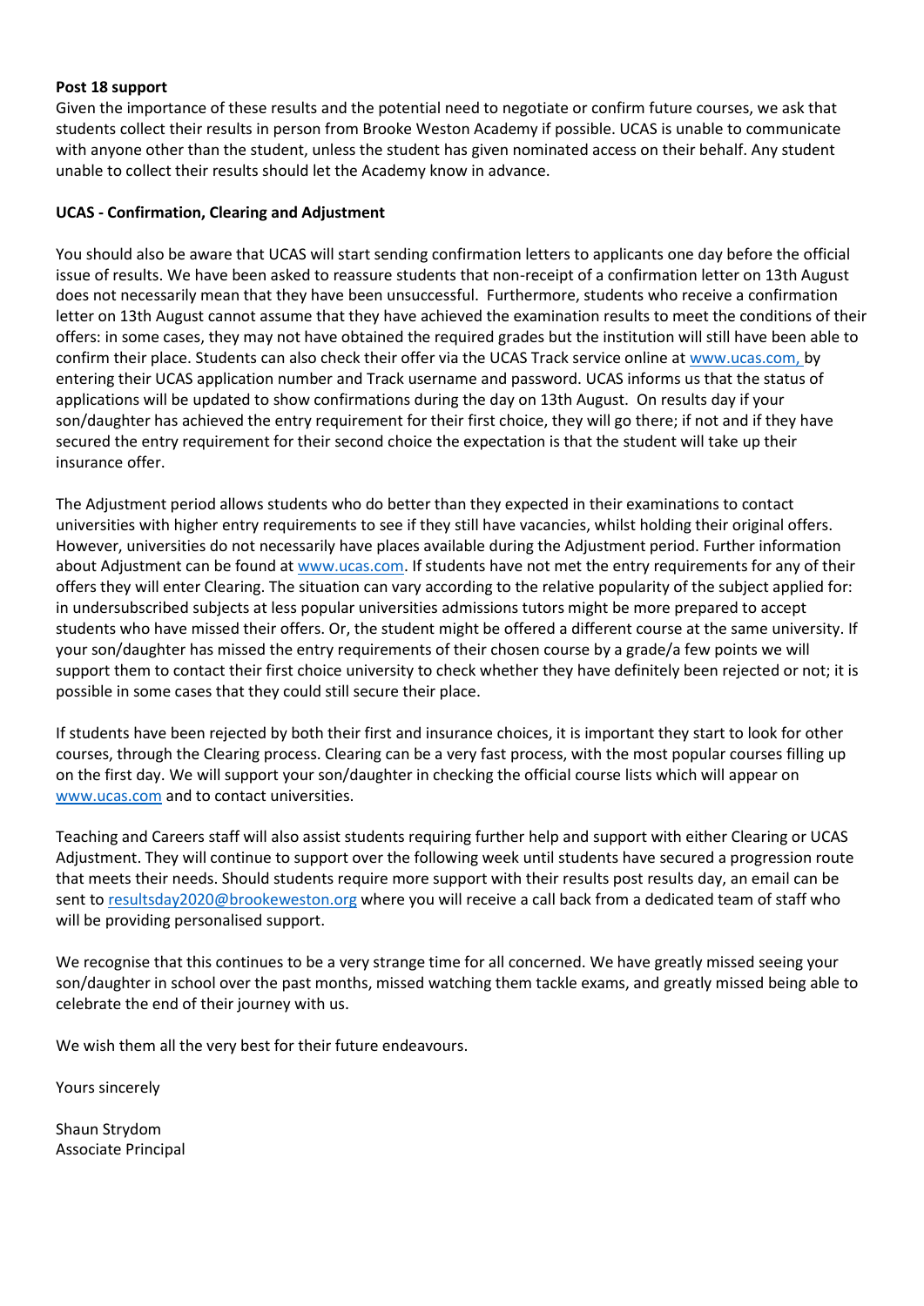**Post 18 support**

Given the importance of these results and the potential need to negotiate or confirm future courses, we ask that students collect their results in person from Brooke Weston Academy if possible. UCAS is unable to communicate with anyone other than the student, unless the student has given nominated access on their behalf. Any student unable to collect their results should let the Academy know in advance.

**UCAS - Confirmation, Clearing and Adjustment**

You should also be aware that UCAS will start sending confirmation letters to applicants one day before the official issue of results. We have been asked to reassure students that non-receipt of a confirmation letter on 13th August does not necessarily mean that they have been unsuccessful. Furthermore, students who receive a confirmation letter on 13th August cannot assume that they have achieved the examination results to meet the conditions of their offers: in some cases, they may not have obtained the required grades but the institution will still have been able to confirm their place. Students can also check their offer via the UCAS Track service online at www.ucas.com, by entering their UCAS application number and Track username and password. UCAS informs us that the status of applications will be updated to show confirmations during the day on 13th August. On results day if your son/daughter has achieved the entry requirement for their first choice, they will go there; if not and if they have secured the entry requirement for their second choice the expectation is that the student will take up their insurance offer.

The Adjustment period allows students who do better than they expected in their examinations to contact universities with higher entry requirements to see if they still have vacancies, whilst holding their original offers. However, universities do not necessarily have places available during the Adjustment period. Further information about Adjustment can be found at www.ucas.com. If students have not met the entry requirements for any of their offers they will enter Clearing. The situation can vary according to the relative popularity of the subject applied for: in undersubscribed subjects at less popular universities admissions tutors might be more prepared to accept students who have missed their offers. Or, the student might be offered a different course at the same university. If your son/daughter has missed the entry requirements of their chosen course by a grade/a few points we will support them to contact their first choice university to check whether they have definitely been rejected or not; it is possible in some cases that they could still secure their place.

If students have been rejected by both their first and insurance choices, it is important they start to look for other courses, through the Clearing process. Clearing can be a very fast process, with the most popular courses filling up on the first day. We will support your son/daughter in checking the official course lists which will appear on www.ucas.com and to contact universities.

Teaching and Careers staff will also assist students requiring further help and support with either Clearing or UCAS Adjustment. They will continue to support over the following week until students have secured a progression route that meets their needs. Should students require more support with their results post results day, an email can be sent to resultsday2020@brookeweston.org where you will receive a call back from a dedicated team of staff who will be providing personalised support.

We recognise that this continues to be a very strange time for all concerned. We have greatly missed seeing your son/daughter in school over the past months, missed watching them tackle exams, and greatly missed being able to celebrate the end of their journey with us.

We wish them all the very best for their future endeavours.

Yours sincerely

Shaun Strydom
Associate Principal